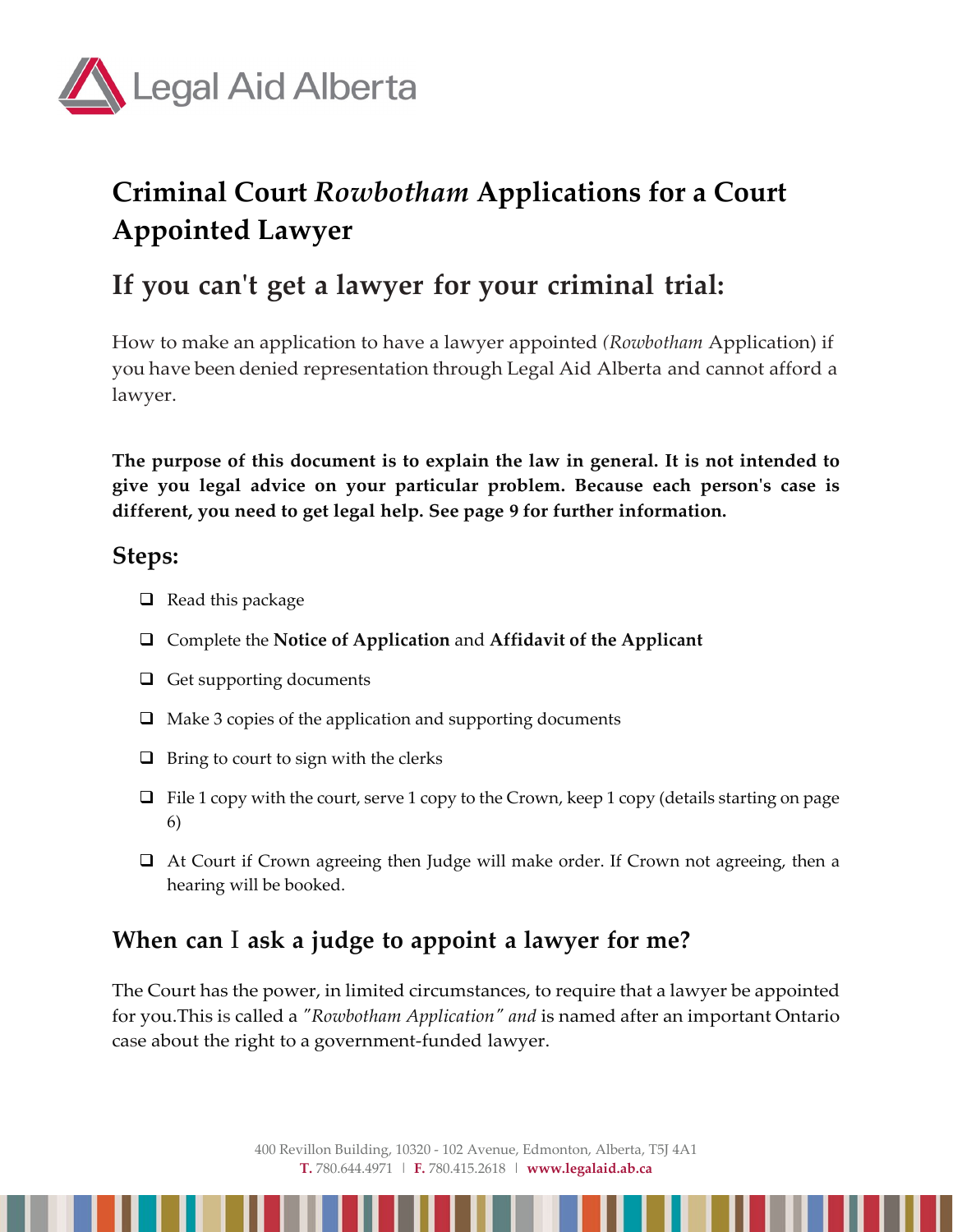Legal Aid Alberta

# Criminal Court *Rowbotham* Applications for a Court Appointed Lawyer

## If you can't get a lawyer for your criminal trial:

How to make an application to have a lawyer appointed *(Rowbotham* Application) if you have been denied representation through Legal Aid Alberta and cannot afford a lawyer.

**The purpose of this document is to explain the law in general. It is not intended to give you legal advice on your particular problem. Because each person's case is different, you need to get legal help. See page 9 for further information.**

### Steps:

- ❑ Read this package
- ❑ Complete the **Notice of Application** and **Affidavit of the Applicant**
- ❑ Get supporting documents
- ❑ Make 3 copies of the application and supporting documents
- ❑ Bring to court to sign with the clerks
- ❑ File 1 copy with the court, serve 1 copy to the Crown, keep 1 copy (details starting on page 6)
- ❑ At Court if Crown agreeing then Judge will make order. If Crown not agreeing, then a hearing will be booked.

### When can I ask a judge to appoint a lawyer for me?

The Court has the power, in limited circumstances, to require that a lawyer be appointed for you.This is called a *"Rowbotham Application" and* is named after an important Ontario case about the right to a government-funded lawyer.

400 Revillon Building, 10320 - 102 Avenue, Edmonton, Alberta, T5J 4A1
**T.** 780.644.4971 | **F.** 780.415.2618 | **www.legalaid.ab.ca**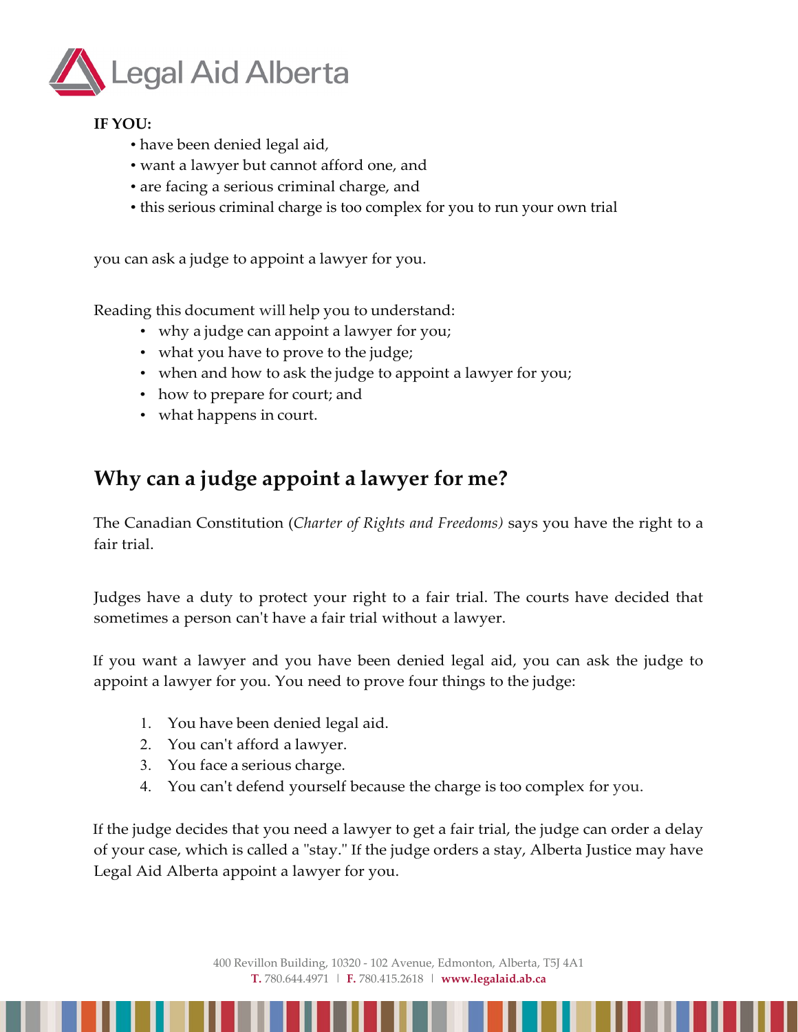**IF YOU:**

- have been denied legal aid,
- want a lawyer but cannot afford one, and
- are facing a serious criminal charge, and
- this serious criminal charge is too complex for you to run your own trial

you can ask a judge to appoint a lawyer for you.

Reading this document will help you to understand:

- why a judge can appoint a lawyer for you;
- what you have to prove to the judge;
- when and how to ask the judge to appoint a lawyer for you;
- how to prepare for court; and
- what happens in court.

## Why can a judge appoint a lawyer for me?

The Canadian Constitution (*Charter of Rights and Freedoms)* says you have the right to a fair trial.

Judges have a duty to protect your right to a fair trial. The courts have decided that sometimes a person can't have a fair trial without a lawyer.

If you want a lawyer and you have been denied legal aid, you can ask the judge to appoint a lawyer for you. You need to prove four things to the judge:

1. You have been denied legal aid.
2. You can't afford a lawyer.
3. You face a serious charge.
4. You can't defend yourself because the charge is too complex for you.

If the judge decides that you need a lawyer to get a fair trial, the judge can order a delay of your case, which is called a "stay." If the judge orders a stay, Alberta Justice may have Legal Aid Alberta appoint a lawyer for you.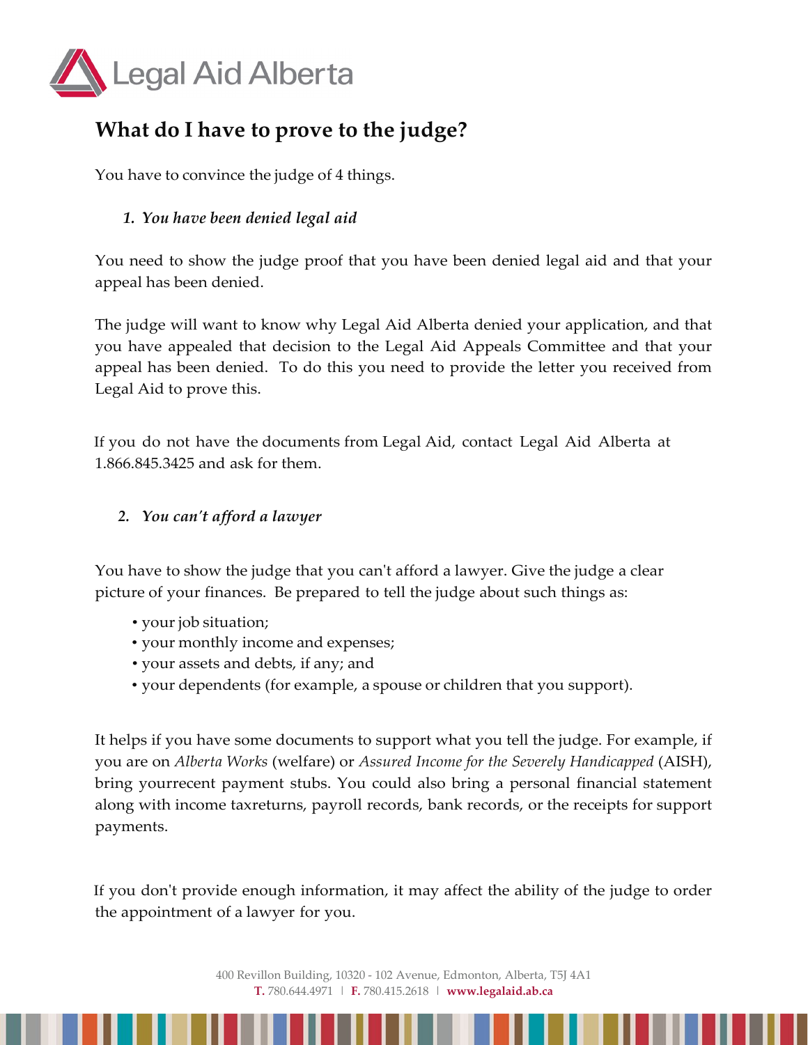## What do I have to prove to the judge?

You have to convince the judge of 4 things.

1. *You have been denied legal aid*

You need to show the judge proof that you have been denied legal aid and that your appeal has been denied.

The judge will want to know why Legal Aid Alberta denied your application, and that you have appealed that decision to the Legal Aid Appeals Committee and that your appeal has been denied. To do this you need to provide the letter you received from Legal Aid to prove this.

If you do not have the documents from Legal Aid, contact Legal Aid Alberta at 1.866.845.3425 and ask for them.

2. *You can't afford a lawyer*

You have to show the judge that you can't afford a lawyer. Give the judge a clear picture of your finances. Be prepared to tell the judge about such things as:

- your job situation;
- your monthly income and expenses;
- your assets and debts, if any; and
- your dependents (for example, a spouse or children that you support).

It helps if you have some documents to support what you tell the judge. For example, if you are on *Alberta Works* (welfare) or *Assured Income for the Severely Handicapped* (AISH), bring yourrecent payment stubs. You could also bring a personal financial statement along with income taxreturns, payroll records, bank records, or the receipts for support payments.

If you don't provide enough information, it may affect the ability of the judge to order the appointment of a lawyer for you.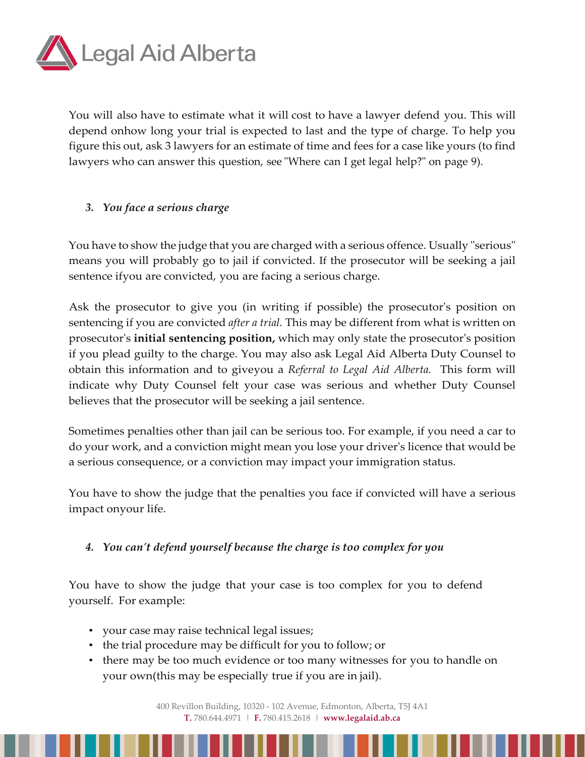You will also have to estimate what it will cost to have a lawyer defend you. This will depend onhow long your trial is expected to last and the type of charge. To help you figure this out, ask 3 lawyers for an estimate of time and fees for a case like yours (to find lawyers who can answer this question, see "Where can I get legal help?" on page 9).

### 3. *You face a serious charge*

You have to show the judge that you are charged with a serious offence. Usually "serious" means you will probably go to jail if convicted. If the prosecutor will be seeking a jail sentence ifyou are convicted, you are facing a serious charge.

Ask the prosecutor to give you (in writing if possible) the prosecutor's position on sentencing if you are convicted *after a trial.* This may be different from what is written on prosecutor's **initial sentencing position,** which may only state the prosecutor's position if you plead guilty to the charge. You may also ask Legal Aid Alberta Duty Counsel to obtain this information and to giveyou a *Referral to Legal Aid Alberta.* This form will indicate why Duty Counsel felt your case was serious and whether Duty Counsel believes that the prosecutor will be seeking a jail sentence.

Sometimes penalties other than jail can be serious too. For example, if you need a car to do your work, and a conviction might mean you lose your driver's licence that would be a serious consequence, or a conviction may impact your immigration status.

You have to show the judge that the penalties you face if convicted will have a serious impact onyour life.

### 4. *You can't defend yourself because the charge is too complex for you*

You have to show the judge that your case is too complex for you to defend yourself. For example:

- your case may raise technical legal issues;
- the trial procedure may be difficult for you to follow; or
- there may be too much evidence or too many witnesses for you to handle on your own(this may be especially true if you are in jail).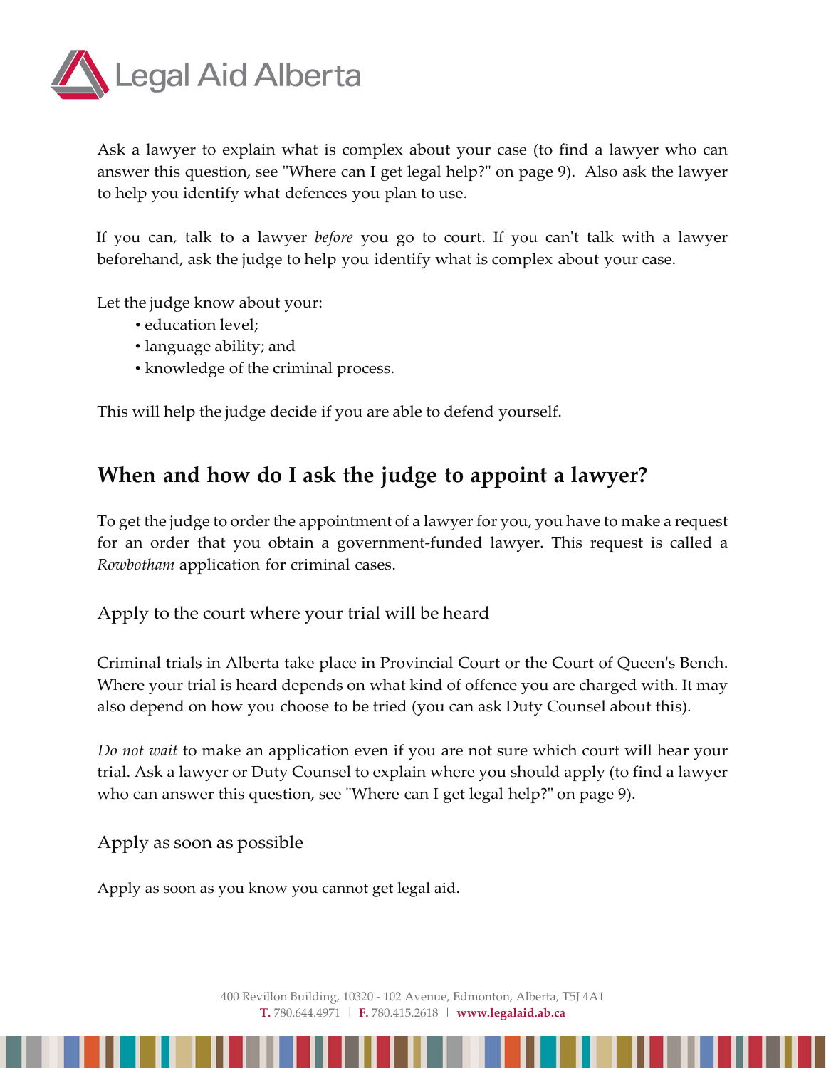Ask a lawyer to explain what is complex about your case (to find a lawyer who can answer this question, see "Where can I get legal help?" on page 9). Also ask the lawyer to help you identify what defences you plan to use.

If you can, talk to a lawyer *before* you go to court. If you can't talk with a lawyer beforehand, ask the judge to help you identify what is complex about your case.

Let the judge know about your:

- education level;
- language ability; and
- knowledge of the criminal process.

This will help the judge decide if you are able to defend yourself.

## When and how do I ask the judge to appoint a lawyer?

To get the judge to order the appointment of a lawyer for you, you have to make a request for an order that you obtain a government-funded lawyer. This request is called a *Rowbotham* application for criminal cases.

### Apply to the court where your trial will be heard

Criminal trials in Alberta take place in Provincial Court or the Court of Queen's Bench. Where your trial is heard depends on what kind of offence you are charged with. It may also depend on how you choose to be tried (you can ask Duty Counsel about this).

*Do not wait* to make an application even if you are not sure which court will hear your trial. Ask a lawyer or Duty Counsel to explain where you should apply (to find a lawyer who can answer this question, see "Where can I get legal help?" on page 9).

### Apply as soon as possible

Apply as soon as you know you cannot get legal aid.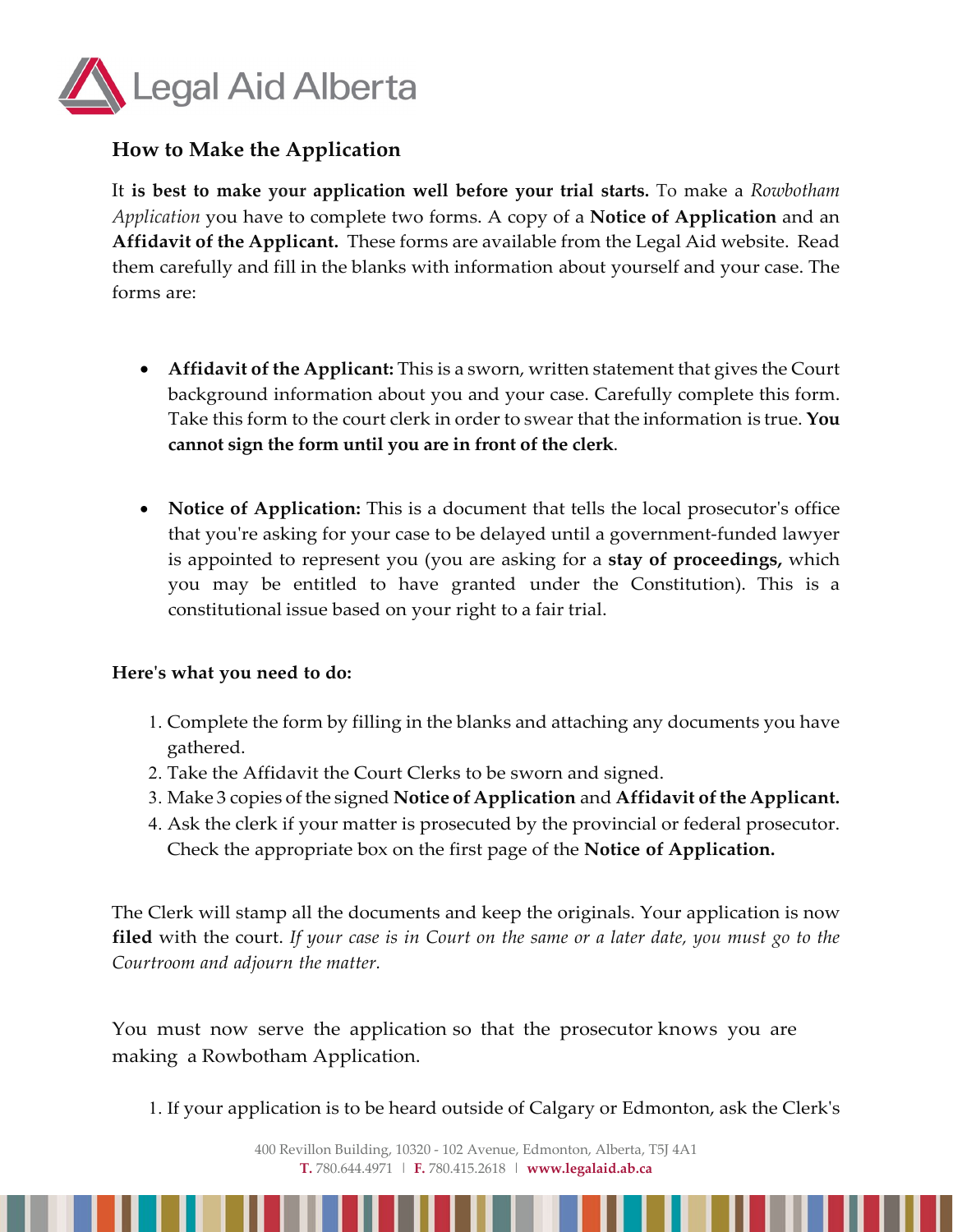## How to Make the Application

It **is best to make your application well before your trial starts.** To make a *Rowbotham Application* you have to complete two forms. A copy of a **Notice of Application** and an **Affidavit of the Applicant.** These forms are available from the Legal Aid website. Read them carefully and fill in the blanks with information about yourself and your case. The forms are:

- **Affidavit of the Applicant:** This is a sworn, written statement that gives the Court background information about you and your case. Carefully complete this form. Take this form to the court clerk in order to swear that the information is true. **You cannot sign the form until you are in front of the clerk**.

- **Notice of Application:** This is a document that tells the local prosecutor's office that you're asking for your case to be delayed until a government-funded lawyer is appointed to represent you (you are asking for a **stay of proceedings,** which you may be entitled to have granted under the Constitution). This is a constitutional issue based on your right to a fair trial.

**Here's what you need to do:**

1. Complete the form by filling in the blanks and attaching any documents you have gathered.
2. Take the Affidavit the Court Clerks to be sworn and signed.
3. Make 3 copies of the signed **Notice of Application** and **Affidavit of the Applicant.**
4. Ask the clerk if your matter is prosecuted by the provincial or federal prosecutor. Check the appropriate box on the first page of the **Notice of Application.**

The Clerk will stamp all the documents and keep the originals. Your application is now **filed** with the court. *If your case is in Court on the same or a later date, you must go to the Courtroom and adjourn the matter.*

You must now serve the application so that the prosecutor knows you are making a Rowbotham Application.

1. If your application is to be heard outside of Calgary or Edmonton, ask the Clerk's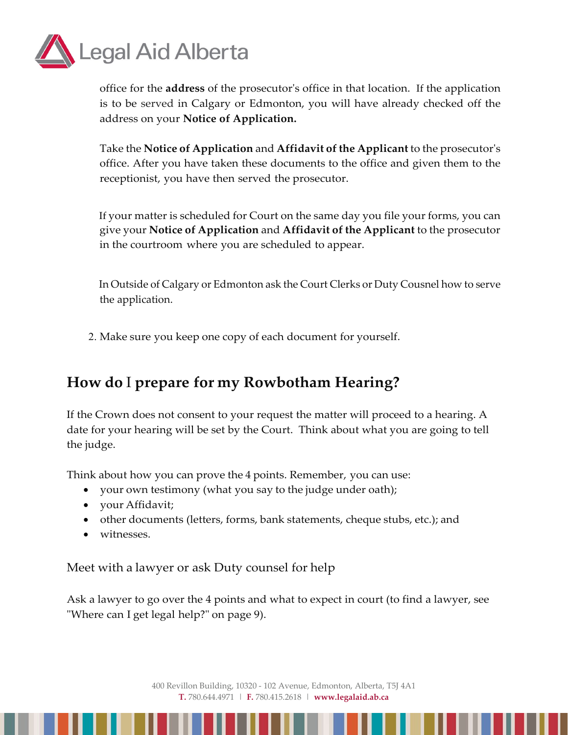office for the **address** of the prosecutor's office in that location. If the application is to be served in Calgary or Edmonton, you will have already checked off the address on your **Notice of Application.**

Take the **Notice of Application** and **Affidavit of the Applicant** to the prosecutor's office. After you have taken these documents to the office and given them to the receptionist, you have then served the prosecutor.

If your matter is scheduled for Court on the same day you file your forms, you can give your **Notice of Application** and **Affidavit of the Applicant** to the prosecutor in the courtroom where you are scheduled to appear.

In Outside of Calgary or Edmonton ask the Court Clerks or Duty Cousnel how to serve the application.

2. Make sure you keep one copy of each document for yourself.

## How do I prepare for my Rowbotham Hearing?

If the Crown does not consent to your request the matter will proceed to a hearing. A date for your hearing will be set by the Court. Think about what you are going to tell the judge.

Think about how you can prove the 4 points. Remember, you can use:

- your own testimony (what you say to the judge under oath);
- your Affidavit;
- other documents (letters, forms, bank statements, cheque stubs, etc.); and
- witnesses.

### Meet with a lawyer or ask Duty counsel for help

Ask a lawyer to go over the 4 points and what to expect in court (to find a lawyer, see "Where can I get legal help?" on page 9).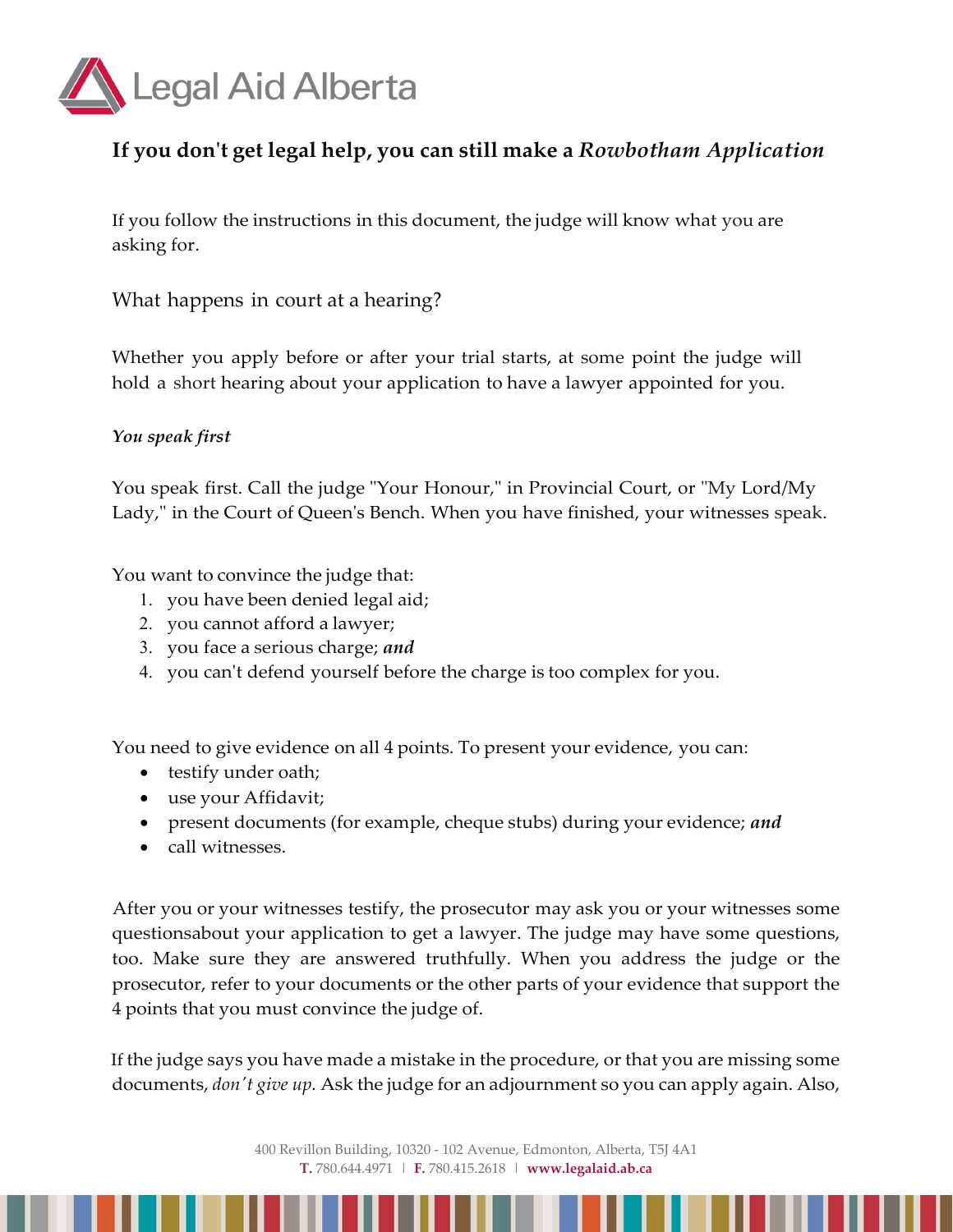## If you don't get legal help, you can still make a *Rowbotham Application*

If you follow the instructions in this document, the judge will know what you are asking for.

### What happens in court at a hearing?

Whether you apply before or after your trial starts, at some point the judge will hold a short hearing about your application to have a lawyer appointed for you.

#### *You speak first*

You speak first. Call the judge "Your Honour," in Provincial Court, or "My Lord/My Lady," in the Court of Queen's Bench. When you have finished, your witnesses speak.

You want to convince the judge that:

1. you have been denied legal aid;
2. you cannot afford a lawyer;
3. you face a serious charge; ***and***
4. you can't defend yourself before the charge is too complex for you.

You need to give evidence on all 4 points. To present your evidence, you can:

- testify under oath;
- use your Affidavit;
- present documents (for example, cheque stubs) during your evidence; ***and***
- call witnesses.

After you or your witnesses testify, the prosecutor may ask you or your witnesses some questionsabout your application to get a lawyer. The judge may have some questions, too. Make sure they are answered truthfully. When you address the judge or the prosecutor, refer to your documents or the other parts of your evidence that support the 4 points that you must convince the judge of.

If the judge says you have made a mistake in the procedure, or that you are missing some documents, *don't give up.* Ask the judge for an adjournment so you can apply again. Also,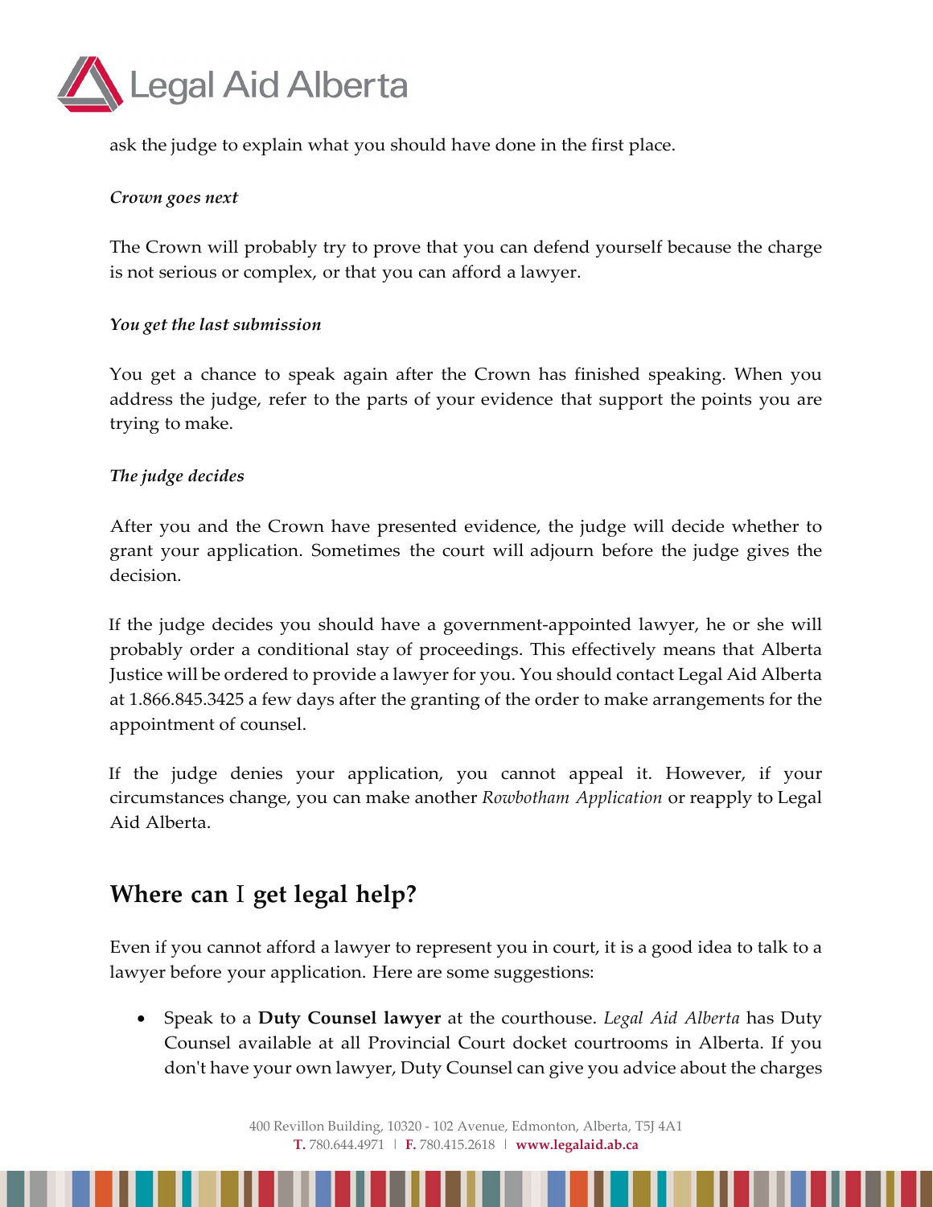ask the judge to explain what you should have done in the first place.

***Crown goes next***

The Crown will probably try to prove that you can defend yourself because the charge is not serious or complex, or that you can afford a lawyer.

***You get the last submission***

You get a chance to speak again after the Crown has finished speaking. When you address the judge, refer to the parts of your evidence that support the points you are trying to make.

***The judge decides***

After you and the Crown have presented evidence, the judge will decide whether to grant your application. Sometimes the court will adjourn before the judge gives the decision.

If the judge decides you should have a government-appointed lawyer, he or she will probably order a conditional stay of proceedings. This effectively means that Alberta Justice will be ordered to provide a lawyer for you. You should contact Legal Aid Alberta at 1.866.845.3425 a few days after the granting of the order to make arrangements for the appointment of counsel.

If the judge denies your application, you cannot appeal it. However, if your circumstances change, you can make another *Rowbotham Application* or reapply to Legal Aid Alberta.

## Where can I get legal help?

Even if you cannot afford a lawyer to represent you in court, it is a good idea to talk to a lawyer before your application. Here are some suggestions:

- Speak to a **Duty Counsel lawyer** at the courthouse. *Legal Aid Alberta* has Duty Counsel available at all Provincial Court docket courtrooms in Alberta. If you don't have your own lawyer, Duty Counsel can give you advice about the charges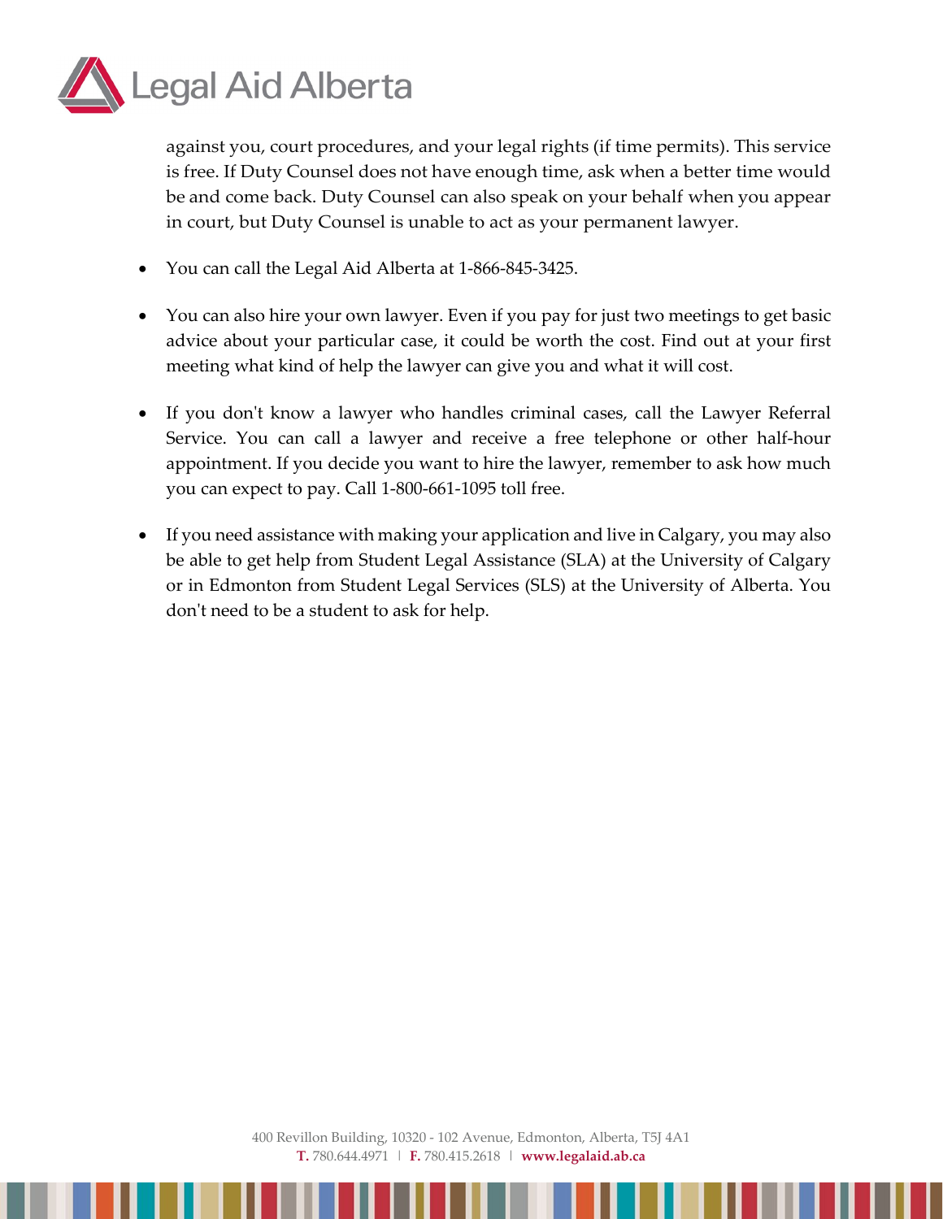against you, court procedures, and your legal rights (if time permits). This service is free. If Duty Counsel does not have enough time, ask when a better time would be and come back. Duty Counsel can also speak on your behalf when you appear in court, but Duty Counsel is unable to act as your permanent lawyer.

- You can call the Legal Aid Alberta at 1-866-845-3425.

- You can also hire your own lawyer. Even if you pay for just two meetings to get basic advice about your particular case, it could be worth the cost. Find out at your first meeting what kind of help the lawyer can give you and what it will cost.

- If you don't know a lawyer who handles criminal cases, call the Lawyer Referral Service. You can call a lawyer and receive a free telephone or other half-hour appointment. If you decide you want to hire the lawyer, remember to ask how much you can expect to pay. Call 1-800-661-1095 toll free.

- If you need assistance with making your application and live in Calgary, you may also be able to get help from Student Legal Assistance (SLA) at the University of Calgary or in Edmonton from Student Legal Services (SLS) at the University of Alberta. You don't need to be a student to ask for help.